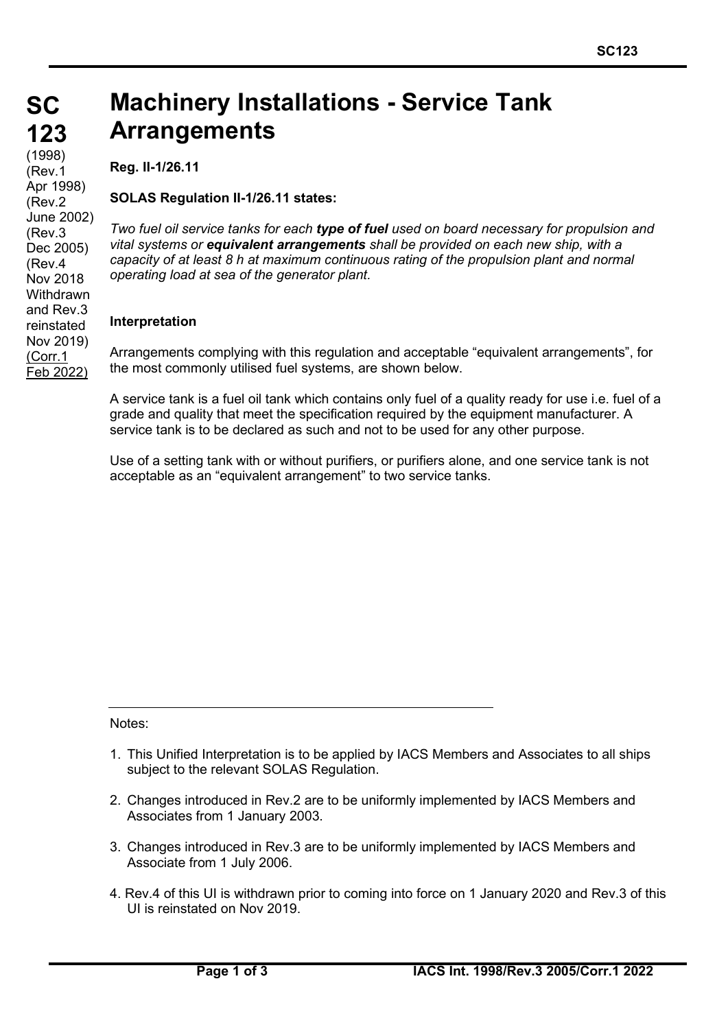# SC 123

(1998)
(Rev.1 Apr 1998)
(Rev.2 June 2002)
(Rev.3 Dec 2005)
(Rev.4 Nov 2018 Withdrawn and Rev.3 reinstated Nov 2019)
(Corr.1 Feb 2022)

# Machinery Installations - Service Tank Arrangements

**Reg. II-1/26.11**

**SOLAS Regulation II-1/26.11 states:**

*Two fuel oil service tanks for each* ***type of fuel*** *used on board necessary for propulsion and vital systems or* ***equivalent arrangements*** *shall be provided on each new ship, with a capacity of at least 8 h at maximum continuous rating of the propulsion plant and normal operating load at sea of the generator plant.*

**Interpretation**

Arrangements complying with this regulation and acceptable "equivalent arrangements", for the most commonly utilised fuel systems, are shown below.

A service tank is a fuel oil tank which contains only fuel of a quality ready for use i.e. fuel of a grade and quality that meet the specification required by the equipment manufacturer. A service tank is to be declared as such and not to be used for any other purpose.

Use of a setting tank with or without purifiers, or purifiers alone, and one service tank is not acceptable as an "equivalent arrangement" to two service tanks.

---

Notes:

1. This Unified Interpretation is to be applied by IACS Members and Associates to all ships subject to the relevant SOLAS Regulation.

2. Changes introduced in Rev.2 are to be uniformly implemented by IACS Members and Associates from 1 January 2003.

3. Changes introduced in Rev.3 are to be uniformly implemented by IACS Members and Associate from 1 July 2006.

4. Rev.4 of this UI is withdrawn prior to coming into force on 1 January 2020 and Rev.3 of this UI is reinstated on Nov 2019.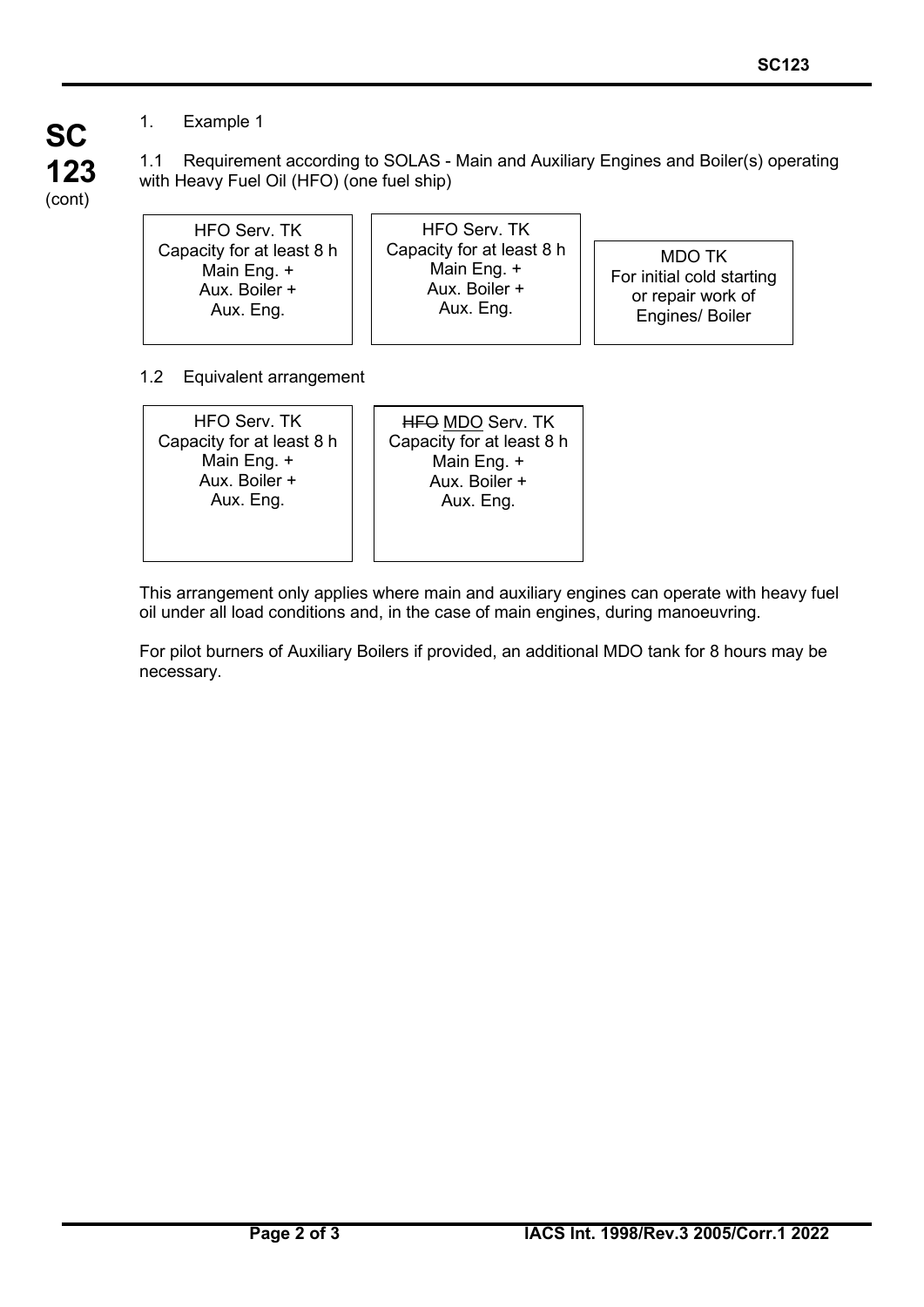**SC 123** (cont)

1. Example 1

1.1 Requirement according to SOLAS - Main and Auxiliary Engines and Boiler(s) operating with Heavy Fuel Oil (HFO) (one fuel ship)

| HFO Serv. TK<br>Capacity for at least 8 h<br>Main Eng. +<br>Aux. Boiler +<br>Aux. Eng. | HFO Serv. TK<br>Capacity for at least 8 h<br>Main Eng. +<br>Aux. Boiler +<br>Aux. Eng. | MDO TK<br>For initial cold starting<br>or repair work of<br>Engines/ Boiler |
|---|---|---|

1.2 Equivalent arrangement

| HFO Serv. TK<br>Capacity for at least 8 h<br>Main Eng. +<br>Aux. Boiler +<br>Aux. Eng. | ~~HFO~~ <u>MDO</u> Serv. TK<br>Capacity for at least 8 h<br>Main Eng. +<br>Aux. Boiler +<br>Aux. Eng. |
|---|---|

This arrangement only applies where main and auxiliary engines can operate with heavy fuel oil under all load conditions and, in the case of main engines, during manoeuvring.

For pilot burners of Auxiliary Boilers if provided, an additional MDO tank for 8 hours may be necessary.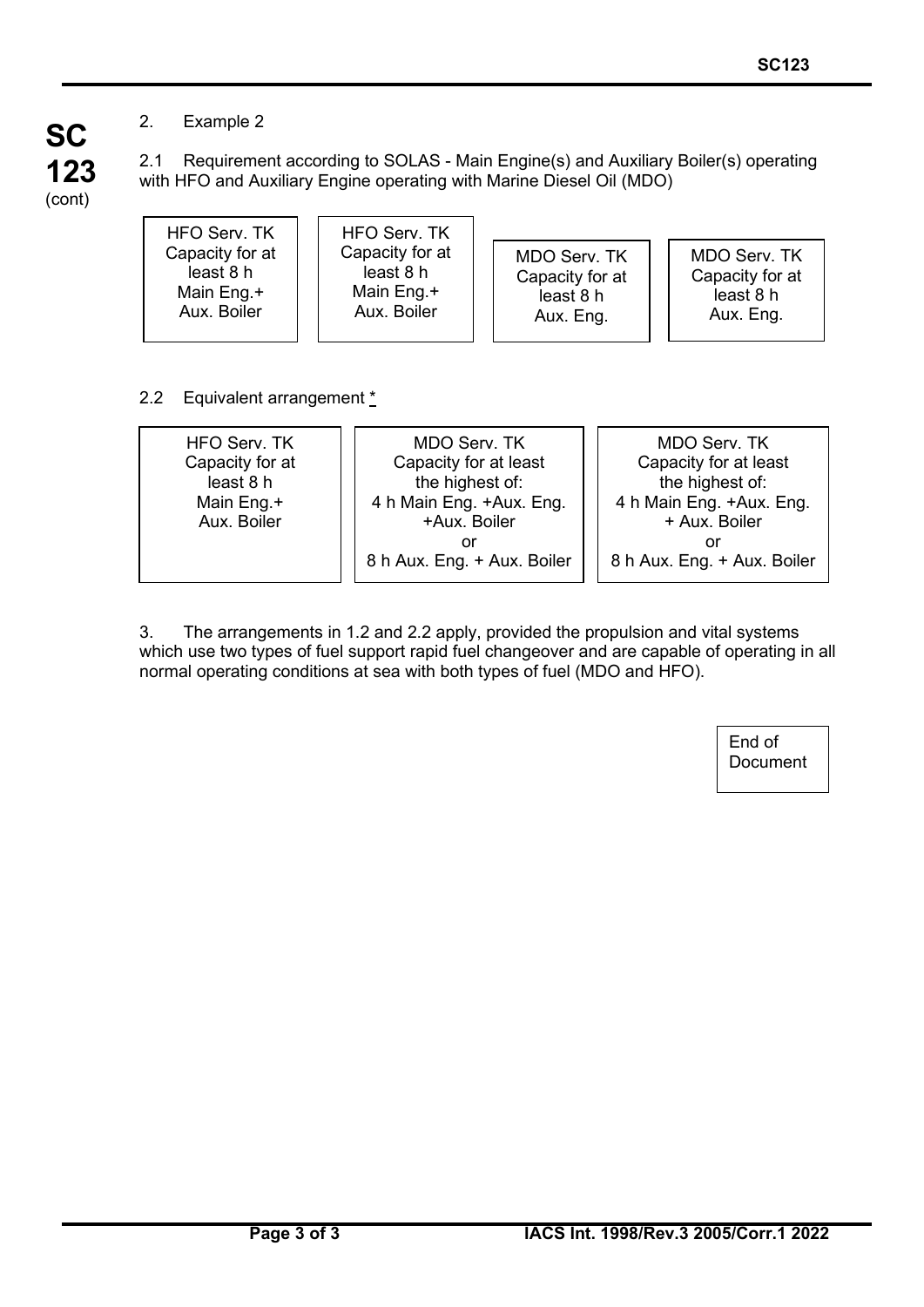2. Example 2

2.1 Requirement according to SOLAS - Main Engine(s) and Auxiliary Boiler(s) operating with HFO and Auxiliary Engine operating with Marine Diesel Oil (MDO)

| | | | |
|---|---|---|---|
| HFO Serv. TK Capacity for at least 8 h Main Eng.+ Aux. Boiler | HFO Serv. TK Capacity for at least 8 h Main Eng.+ Aux. Boiler | MDO Serv. TK Capacity for at least 8 h Aux. Eng. | MDO Serv. TK Capacity for at least 8 h Aux. Eng. |

2.2 Equivalent arrangement *

| | | |
|---|---|---|
| HFO Serv. TK Capacity for at least 8 h Main Eng.+ Aux. Boiler | MDO Serv. TK Capacity for at least the highest of: 4 h Main Eng. +Aux. Eng. +Aux. Boiler or 8 h Aux. Eng. + Aux. Boiler | MDO Serv. TK Capacity for at least the highest of: 4 h Main Eng. +Aux. Eng. + Aux. Boiler or 8 h Aux. Eng. + Aux. Boiler |

3. The arrangements in 1.2 and 2.2 apply, provided the propulsion and vital systems which use two types of fuel support rapid fuel changeover and are capable of operating in all normal operating conditions at sea with both types of fuel (MDO and HFO).

End of Document